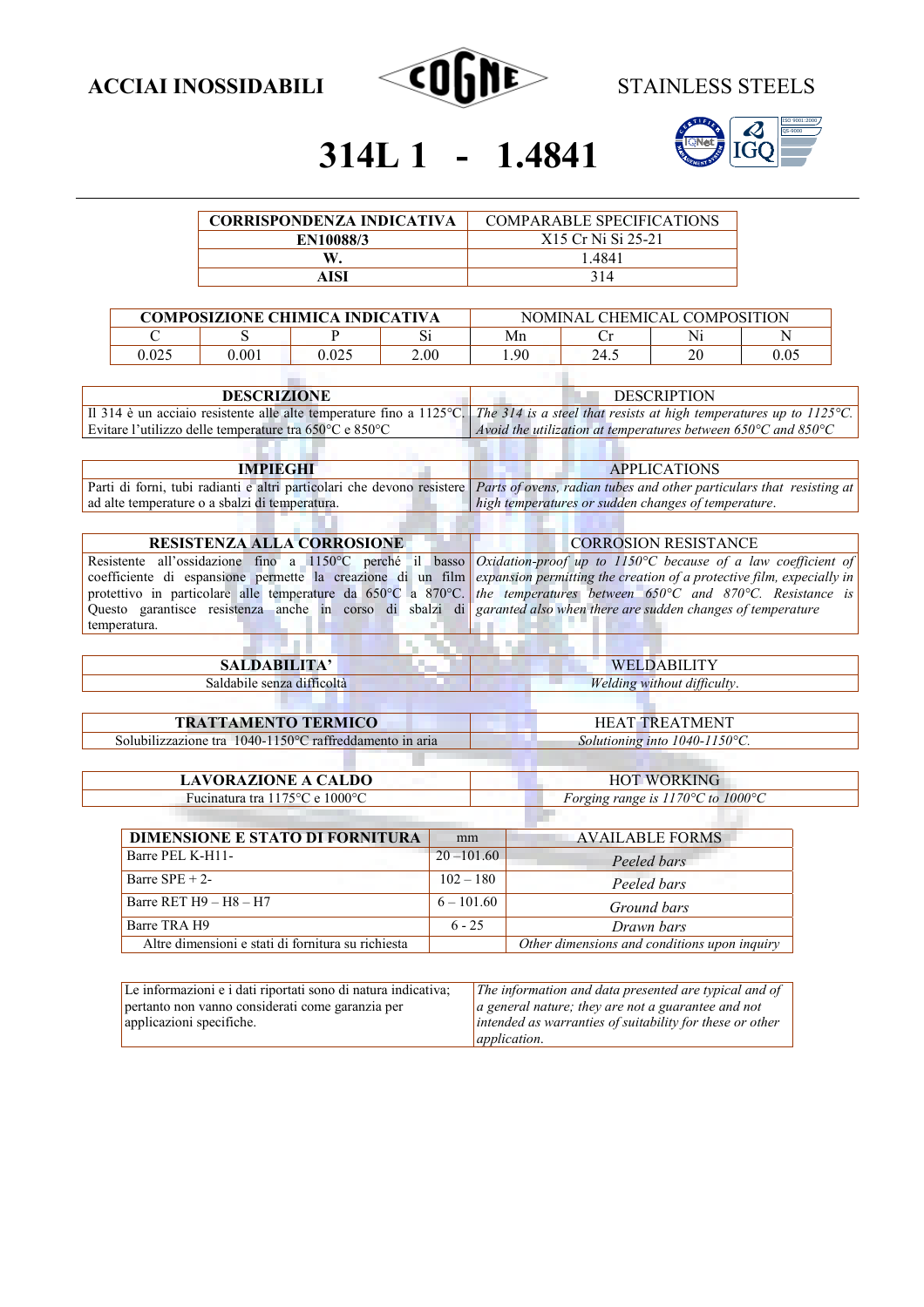ACCIAI INOSSIDABILI — STAINLESS STEELS

# 314L 1 - 1.4841

| CORRISPONDENZA INDICATIVA | COMPARABLE SPECIFICATIONS |
|---|---|
| **EN10088/3** | X15 Cr Ni Si 25-21 |
| **W.** | 1.4841 |
| **AISI** | 314 |

| COMPOSIZIONE CHIMICA INDICATIVA | | | | NOMINAL CHEMICAL COMPOSITION | | | |
|---|---|---|---|---|---|---|---|
| C | S | P | Si | Mn | Cr | Ni | N |
| 0.025 | 0.001 | 0.025 | 2.00 | 1.90 | 24.5 | 20 | 0.05 |

| DESCRIZIONE | DESCRIPTION |
|---|---|
| Il 314 è un acciaio resistente alle alte temperature fino a 1125°C. Evitare l'utilizzo delle temperature tra 650°C e 850°C | *The 314 is a steel that resists at high temperatures up to 1125°C. Avoid the utilization at temperatures between 650°C and 850°C* |

| IMPIEGHI | APPLICATIONS |
|---|---|
| Parti di forni, tubi radianti e altri particolari che devono resistere ad alte temperature o a sbalzi di temperatura. | *Parts of ovens, radian tubes and other particulars that resisting at high temperatures or sudden changes of temperature.* |

| RESISTENZA ALLA CORROSIONE | CORROSION RESISTANCE |
|---|---|
| Resistente all'ossidazione fino a 1150°C perché il basso coefficiente di espansione permette la creazione di un film protettivo in particolare alle temperature da 650°C a 870°C. Questo garantisce resistenza anche in corso di sbalzi di temperatura. | *Oxidation-proof up to 1150°C because of a law coefficient of expansion permitting the creation of a protective film, expecially in the temperatures between 650°C and 870°C. Resistance is garanted also when there are sudden changes of temperature* |

| SALDABILITA' | WELDABILITY |
|---|---|
| Saldabile senza difficoltà | *Welding without difficulty.* |

| TRATTAMENTO TERMICO | HEAT TREATMENT |
|---|---|
| Solubilizzazione tra 1040-1150°C raffreddamento in aria | *Solutioning into 1040-1150°C.* |

| LAVORAZIONE A CALDO | HOT WORKING |
|---|---|
| Fucinatura tra 1175°C e 1000°C | *Forging range is 1170°C to 1000°C* |

| DIMENSIONE E STATO DI FORNITURA | mm | AVAILABLE FORMS |
|---|---|---|
| Barre PEL K-H11- | 20 – 101.60 | *Peeled bars* |
| Barre SPE + 2- | 102 – 180 | *Peeled bars* |
| Barre RET H9 – H8 – H7 | 6 – 101.60 | *Ground bars* |
| Barre TRA H9 | 6 - 25 | *Drawn bars* |
| Altre dimensioni e stati di fornitura su richiesta | | *Other dimensions and conditions upon inquiry* |

| Le informazioni e i dati riportati sono di natura indicativa; pertanto non vanno considerati come garanzia per applicazioni specifiche. | *The information and data presented are typical and of a general nature; they are not a guarantee and not intended as warranties of suitability for these or other application.* |
|---|---|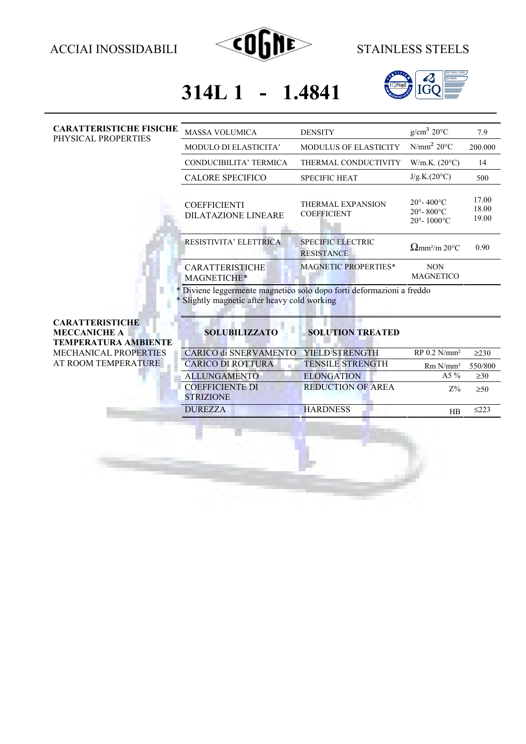ACCIAI INOSSIDABILI | STAINLESS STEELS

# 314L 1 - 1.4841

**CARATTERISTICHE FISICHE**
PHYSICAL PROPERTIES

| | | | |
|---|---|---|---|
| MASSA VOLUMICA | DENSITY | $g/cm^3$ 20°C | 7.9 |
| MODULO DI ELASTICITA' | MODULUS OF ELASTICITY | $N/mm^2$ 20°C | 200.000 |
| CONDUCIBILITA' TERMICA | THERMAL CONDUCTIVITY | W/m.K. (20°C) | 14 |
| CALORE SPECIFICO | SPECIFIC HEAT | J/g.K.(20°C) | 500 |
| COEFFICIENTI DILATAZIONE LINEARE | THERMAL EXPANSION COEFFICIENT | 20°- 400°C<br>20°- 800°C<br>20°- 1000°C | 17.00<br>18.00<br>19.00 |
| RESISTIVITA' ELETTRICA | SPECIFIC ELECTRIC RESISTANCE | $\Omega mm^2/m$ 20°C | 0.90 |
| CARATTERISTICHE MAGNETICHE* | MAGNETIC PROPERTIES* | NON MAGNETICO | |

\* Diviene leggermente magnetico solo dopo forti deformazioni a freddo
\* Slightly magnetic after heavy cold working

**CARATTERISTICHE MECCANICHE A TEMPERATURA AMBIENTE**
MECHANICAL PROPERTIES AT ROOM TEMPERATURE

| **SOLUBILIZZATO** | **SOLUTION TREATED** | | |
|---|---|---|---|
| CARICO di SNERVAMENTO | YIELD STRENGTH | RP 0.2 N/mm² | ≥230 |
| CARICO DI ROTTURA | TENSILE STRENGTH | Rm N/mm² | 550/800 |
| ALLUNGAMENTO | ELONGATION | A5 % | ≥30 |
| COEFFICIENTE DI STRIZIONE | REDUCTION OF AREA | Z% | ≥50 |
| DUREZZA | HARDNESS | HB | ≤223 |